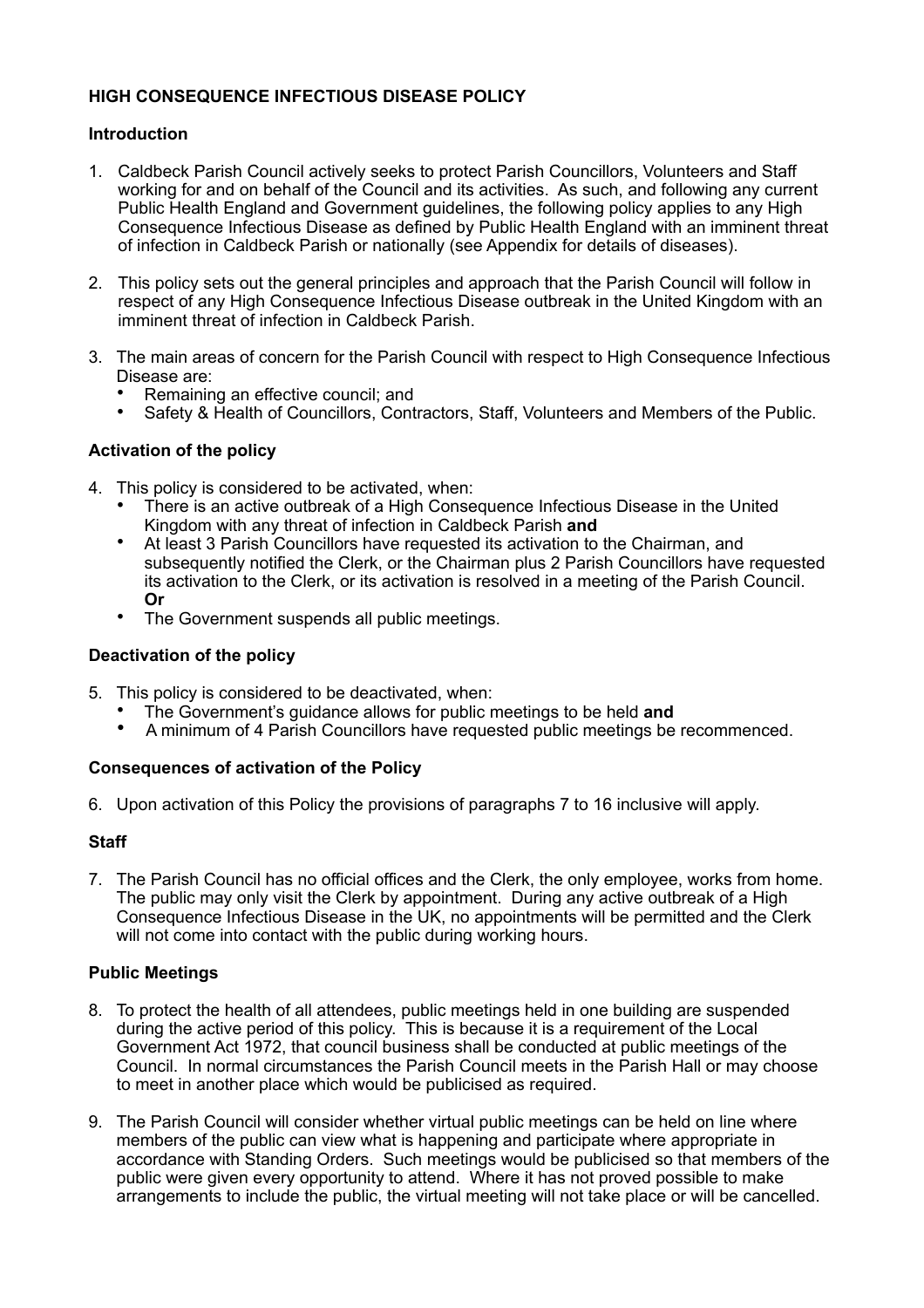# HIGH CONSEQUENCE INFECTIOUS DISEASE POLICY

## Introduction

1. Caldbeck Parish Council actively seeks to protect Parish Councillors, Volunteers and Staff working for and on behalf of the Council and its activities. As such, and following any current Public Health England and Government guidelines, the following policy applies to any High Consequence Infectious Disease as defined by Public Health England with an imminent threat of infection in Caldbeck Parish or nationally (see Appendix for details of diseases).

2. This policy sets out the general principles and approach that the Parish Council will follow in respect of any High Consequence Infectious Disease outbreak in the United Kingdom with an imminent threat of infection in Caldbeck Parish.

3. The main areas of concern for the Parish Council with respect to High Consequence Infectious Disease are:
   - Remaining an effective council; and
   - Safety & Health of Councillors, Contractors, Staff, Volunteers and Members of the Public.

## Activation of the policy

4. This policy is considered to be activated, when:
   - There is an active outbreak of a High Consequence Infectious Disease in the United Kingdom with any threat of infection in Caldbeck Parish **and**
   - At least 3 Parish Councillors have requested its activation to the Chairman, and subsequently notified the Clerk, or the Chairman plus 2 Parish Councillors have requested its activation to the Clerk, or its activation is resolved in a meeting of the Parish Council. **Or**
   - The Government suspends all public meetings.

## Deactivation of the policy

5. This policy is considered to be deactivated, when:
   - The Government's guidance allows for public meetings to be held **and**
   - A minimum of 4 Parish Councillors have requested public meetings be recommenced.

## Consequences of activation of the Policy

6. Upon activation of this Policy the provisions of paragraphs 7 to 16 inclusive will apply.

## Staff

7. The Parish Council has no official offices and the Clerk, the only employee, works from home. The public may only visit the Clerk by appointment. During any active outbreak of a High Consequence Infectious Disease in the UK, no appointments will be permitted and the Clerk will not come into contact with the public during working hours.

## Public Meetings

8. To protect the health of all attendees, public meetings held in one building are suspended during the active period of this policy. This is because it is a requirement of the Local Government Act 1972, that council business shall be conducted at public meetings of the Council. In normal circumstances the Parish Council meets in the Parish Hall or may choose to meet in another place which would be publicised as required.

9. The Parish Council will consider whether virtual public meetings can be held on line where members of the public can view what is happening and participate where appropriate in accordance with Standing Orders. Such meetings would be publicised so that members of the public were given every opportunity to attend. Where it has not proved possible to make arrangements to include the public, the virtual meeting will not take place or will be cancelled.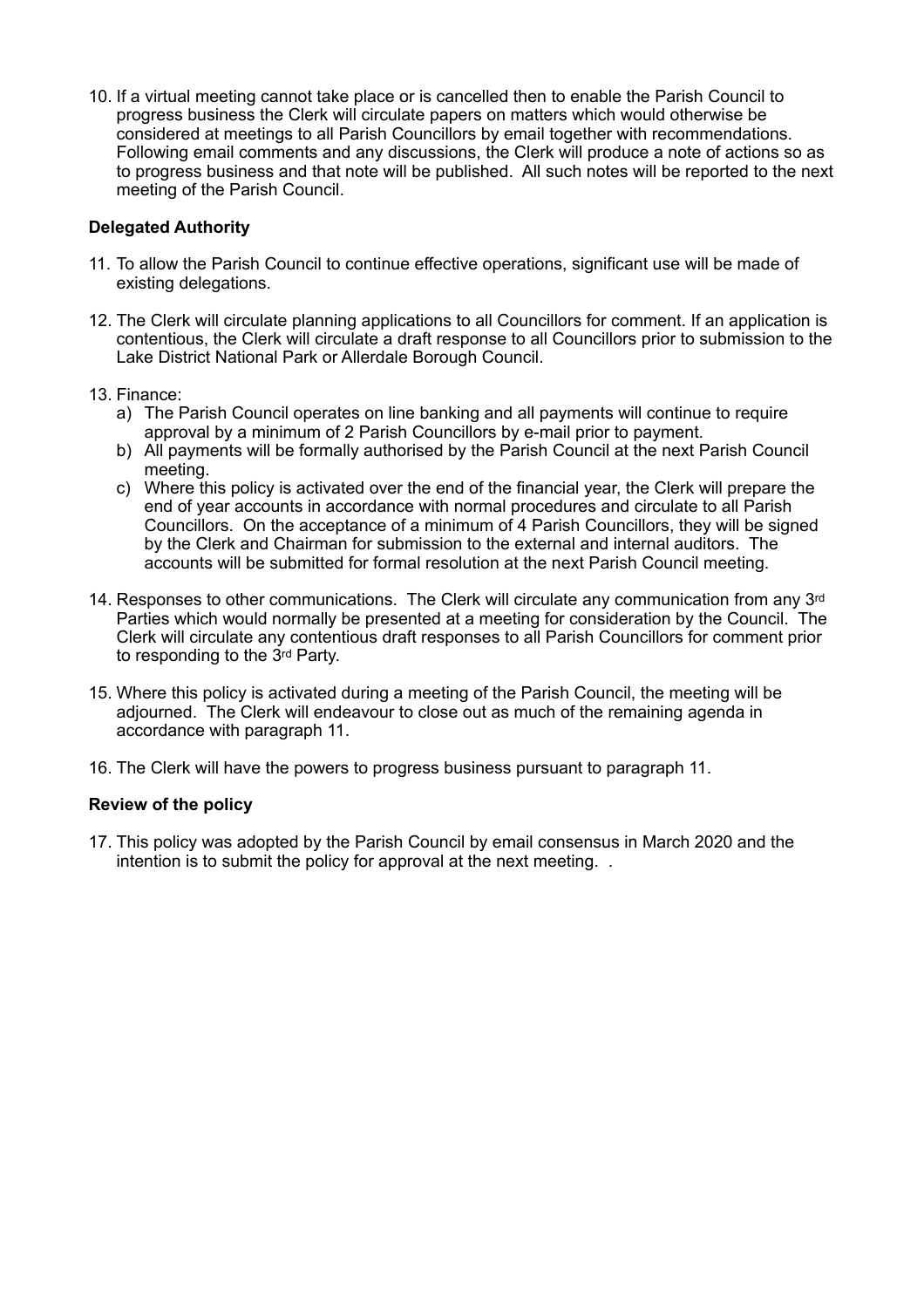10. If a virtual meeting cannot take place or is cancelled then to enable the Parish Council to progress business the Clerk will circulate papers on matters which would otherwise be considered at meetings to all Parish Councillors by email together with recommendations. Following email comments and any discussions, the Clerk will produce a note of actions so as to progress business and that note will be published. All such notes will be reported to the next meeting of the Parish Council.

**Delegated Authority**

11. To allow the Parish Council to continue effective operations, significant use will be made of existing delegations.

12. The Clerk will circulate planning applications to all Councillors for comment. If an application is contentious, the Clerk will circulate a draft response to all Councillors prior to submission to the Lake District National Park or Allerdale Borough Council.

13. Finance:
    a) The Parish Council operates on line banking and all payments will continue to require approval by a minimum of 2 Parish Councillors by e-mail prior to payment.
    b) All payments will be formally authorised by the Parish Council at the next Parish Council meeting.
    c) Where this policy is activated over the end of the financial year, the Clerk will prepare the end of year accounts in accordance with normal procedures and circulate to all Parish Councillors. On the acceptance of a minimum of 4 Parish Councillors, they will be signed by the Clerk and Chairman for submission to the external and internal auditors. The accounts will be submitted for formal resolution at the next Parish Council meeting.

14. Responses to other communications. The Clerk will circulate any communication from any 3rd Parties which would normally be presented at a meeting for consideration by the Council. The Clerk will circulate any contentious draft responses to all Parish Councillors for comment prior to responding to the 3rd Party.

15. Where this policy is activated during a meeting of the Parish Council, the meeting will be adjourned. The Clerk will endeavour to close out as much of the remaining agenda in accordance with paragraph 11.

16. The Clerk will have the powers to progress business pursuant to paragraph 11.

**Review of the policy**

17. This policy was adopted by the Parish Council by email consensus in March 2020 and the intention is to submit the policy for approval at the next meeting. .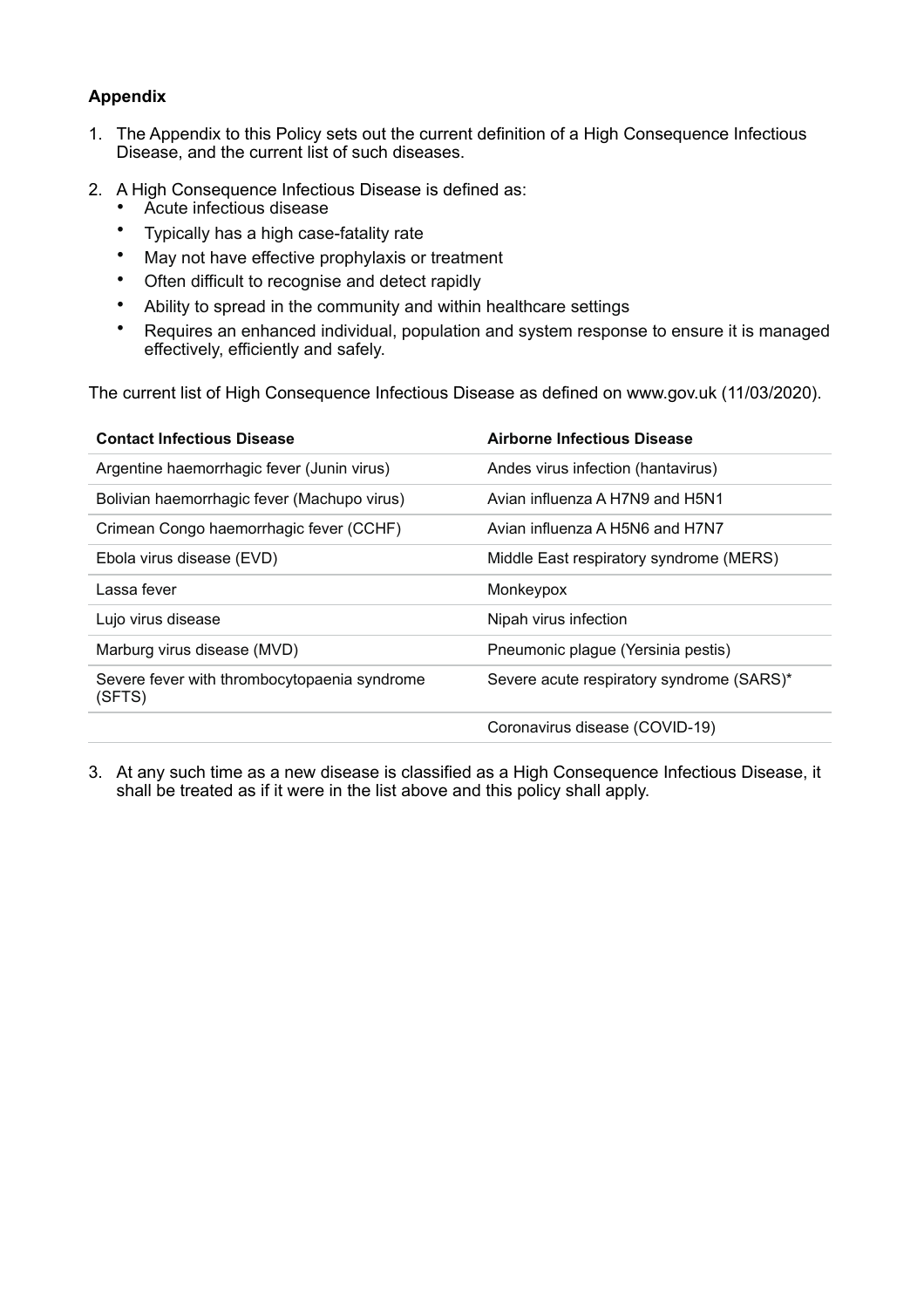**Appendix**

1. The Appendix to this Policy sets out the current definition of a High Consequence Infectious Disease, and the current list of such diseases.

2. A High Consequence Infectious Disease is defined as:
   - Acute infectious disease
   - Typically has a high case-fatality rate
   - May not have effective prophylaxis or treatment
   - Often difficult to recognise and detect rapidly
   - Ability to spread in the community and within healthcare settings
   - Requires an enhanced individual, population and system response to ensure it is managed effectively, efficiently and safely.

The current list of High Consequence Infectious Disease as defined on www.gov.uk (11/03/2020).

| Contact Infectious Disease | Airborne Infectious Disease |
| --- | --- |
| Argentine haemorrhagic fever (Junin virus) | Andes virus infection (hantavirus) |
| Bolivian haemorrhagic fever (Machupo virus) | Avian influenza A H7N9 and H5N1 |
| Crimean Congo haemorrhagic fever (CCHF) | Avian influenza A H5N6 and H7N7 |
| Ebola virus disease (EVD) | Middle East respiratory syndrome (MERS) |
| Lassa fever | Monkeypox |
| Lujo virus disease | Nipah virus infection |
| Marburg virus disease (MVD) | Pneumonic plague (Yersinia pestis) |
| Severe fever with thrombocytopaenia syndrome (SFTS) | Severe acute respiratory syndrome (SARS)* |
| | Coronavirus disease (COVID-19) |

3. At any such time as a new disease is classified as a High Consequence Infectious Disease, it shall be treated as if it were in the list above and this policy shall apply.